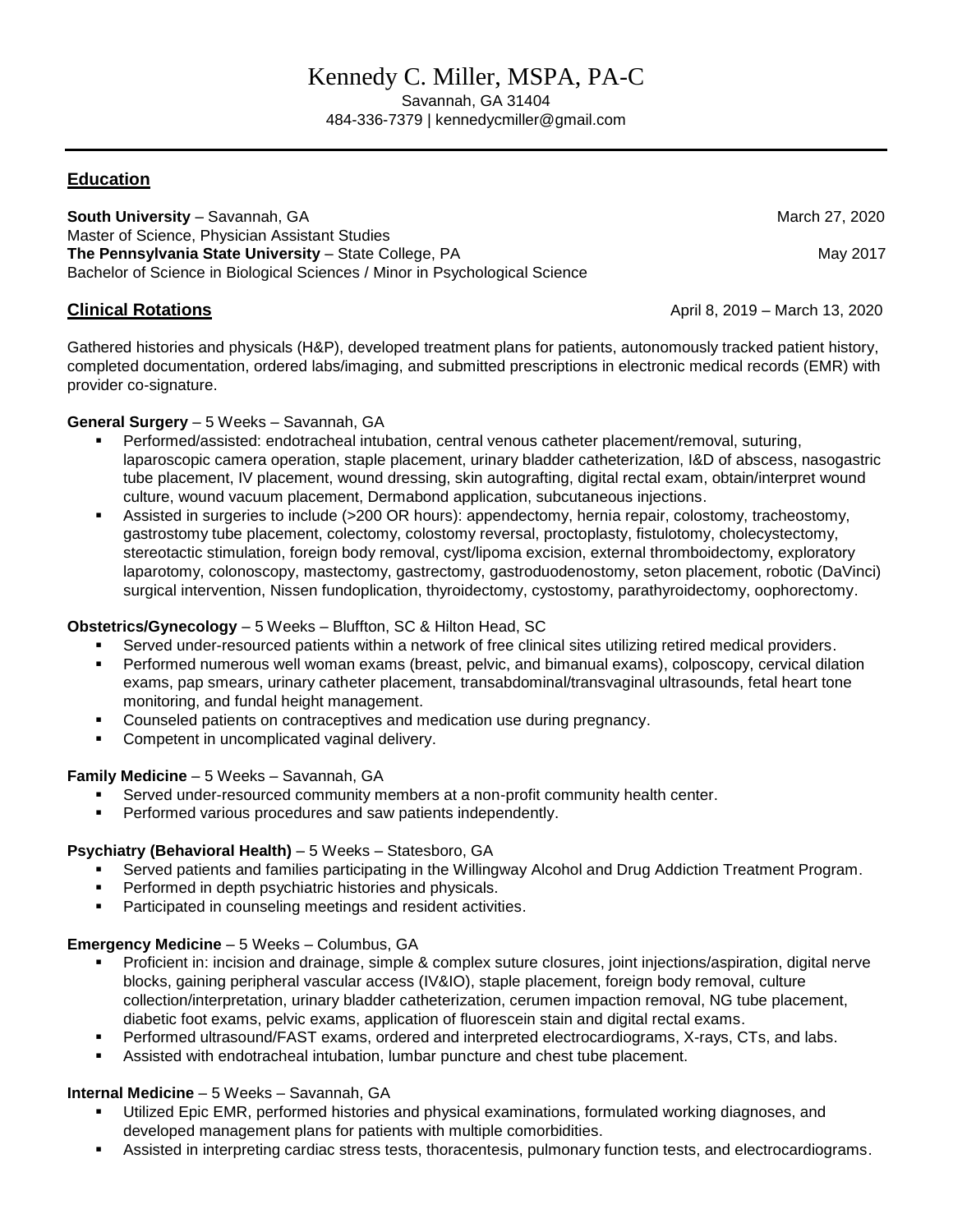# Kennedy C. Miller, MSPA, PA-C

Savannah, GA 31404
484-336-7379 | kennedycmiller@gmail.com

---

## Education

**South University** – Savannah, GA — March 27, 2020
Master of Science, Physician Assistant Studies

**The Pennsylvania State University** – State College, PA — May 2017
Bachelor of Science in Biological Sciences / Minor in Psychological Science

## Clinical Rotations

April 8, 2019 – March 13, 2020

Gathered histories and physicals (H&P), developed treatment plans for patients, autonomously tracked patient history, completed documentation, ordered labs/imaging, and submitted prescriptions in electronic medical records (EMR) with provider co-signature.

**General Surgery** – 5 Weeks – Savannah, GA

- Performed/assisted: endotracheal intubation, central venous catheter placement/removal, suturing, laparoscopic camera operation, staple placement, urinary bladder catheterization, I&D of abscess, nasogastric tube placement, IV placement, wound dressing, skin autografting, digital rectal exam, obtain/interpret wound culture, wound vacuum placement, Dermabond application, subcutaneous injections.
- Assisted in surgeries to include (>200 OR hours): appendectomy, hernia repair, colostomy, tracheostomy, gastrostomy tube placement, colectomy, colostomy reversal, proctoplasty, fistulotomy, cholecystectomy, stereotactic stimulation, foreign body removal, cyst/lipoma excision, external thromboidectomy, exploratory laparotomy, colonoscopy, mastectomy, gastrectomy, gastroduodenostomy, seton placement, robotic (DaVinci) surgical intervention, Nissen fundoplication, thyroidectomy, cystostomy, parathyroidectomy, oophorectomy.

**Obstetrics/Gynecology** – 5 Weeks – Bluffton, SC & Hilton Head, SC

- Served under-resourced patients within a network of free clinical sites utilizing retired medical providers.
- Performed numerous well woman exams (breast, pelvic, and bimanual exams), colposcopy, cervical dilation exams, pap smears, urinary catheter placement, transabdominal/transvaginal ultrasounds, fetal heart tone monitoring, and fundal height management.
- Counseled patients on contraceptives and medication use during pregnancy.
- Competent in uncomplicated vaginal delivery.

**Family Medicine** – 5 Weeks – Savannah, GA

- Served under-resourced community members at a non-profit community health center.
- Performed various procedures and saw patients independently.

**Psychiatry (Behavioral Health)** – 5 Weeks – Statesboro, GA

- Served patients and families participating in the Willingway Alcohol and Drug Addiction Treatment Program.
- Performed in depth psychiatric histories and physicals.
- Participated in counseling meetings and resident activities.

**Emergency Medicine** – 5 Weeks – Columbus, GA

- Proficient in: incision and drainage, simple & complex suture closures, joint injections/aspiration, digital nerve blocks, gaining peripheral vascular access (IV&IO), staple placement, foreign body removal, culture collection/interpretation, urinary bladder catheterization, cerumen impaction removal, NG tube placement, diabetic foot exams, pelvic exams, application of fluorescein stain and digital rectal exams.
- Performed ultrasound/FAST exams, ordered and interpreted electrocardiograms, X-rays, CTs, and labs.
- Assisted with endotracheal intubation, lumbar puncture and chest tube placement.

**Internal Medicine** – 5 Weeks – Savannah, GA

- Utilized Epic EMR, performed histories and physical examinations, formulated working diagnoses, and developed management plans for patients with multiple comorbidities.
- Assisted in interpreting cardiac stress tests, thoracentesis, pulmonary function tests, and electrocardiograms.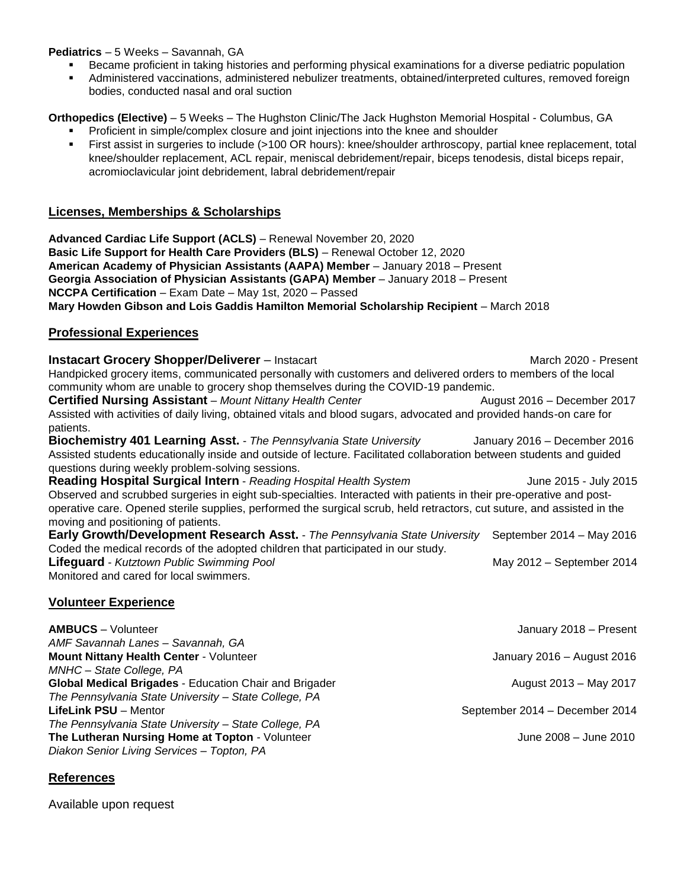**Pediatrics** – 5 Weeks – Savannah, GA

- Became proficient in taking histories and performing physical examinations for a diverse pediatric population
- Administered vaccinations, administered nebulizer treatments, obtained/interpreted cultures, removed foreign bodies, conducted nasal and oral suction

**Orthopedics (Elective)** – 5 Weeks – The Hughston Clinic/The Jack Hughston Memorial Hospital - Columbus, GA

- Proficient in simple/complex closure and joint injections into the knee and shoulder
- First assist in surgeries to include (>100 OR hours): knee/shoulder arthroscopy, partial knee replacement, total knee/shoulder replacement, ACL repair, meniscal debridement/repair, biceps tenodesis, distal biceps repair, acromioclavicular joint debridement, labral debridement/repair

## Licenses, Memberships & Scholarships

**Advanced Cardiac Life Support (ACLS)** – Renewal November 20, 2020
**Basic Life Support for Health Care Providers (BLS)** – Renewal October 12, 2020
**American Academy of Physician Assistants (AAPA) Member** – January 2018 – Present
**Georgia Association of Physician Assistants (GAPA) Member** – January 2018 – Present
**NCCPA Certification** – Exam Date – May 1st, 2020 – Passed
**Mary Howden Gibson and Lois Gaddis Hamilton Memorial Scholarship Recipient** – March 2018

## Professional Experiences

**Instacart Grocery Shopper/Deliverer** – Instacart — March 2020 - Present
Handpicked grocery items, communicated personally with customers and delivered orders to members of the local community whom are unable to grocery shop themselves during the COVID-19 pandemic.

**Certified Nursing Assistant** – *Mount Nittany Health Center* — August 2016 – December 2017
Assisted with activities of daily living, obtained vitals and blood sugars, advocated and provided hands-on care for patients.

**Biochemistry 401 Learning Asst.** - *The Pennsylvania State University* — January 2016 – December 2016
Assisted students educationally inside and outside of lecture. Facilitated collaboration between students and guided questions during weekly problem-solving sessions.

**Reading Hospital Surgical Intern** - *Reading Hospital Health System* — June 2015 - July 2015
Observed and scrubbed surgeries in eight sub-specialties. Interacted with patients in their pre-operative and post-operative care. Opened sterile supplies, performed the surgical scrub, held retractors, cut suture, and assisted in the moving and positioning of patients.

**Early Growth/Development Research Asst.** - *The Pennsylvania State University* — September 2014 – May 2016
Coded the medical records of the adopted children that participated in our study.

**Lifeguard** - *Kutztown Public Swimming Pool* — May 2012 – September 2014
Monitored and cared for local swimmers.

## Volunteer Experience

**AMBUCS** – Volunteer — January 2018 – Present
*AMF Savannah Lanes – Savannah, GA*

**Mount Nittany Health Center** - Volunteer — January 2016 – August 2016
*MNHC – State College, PA*

**Global Medical Brigades** - Education Chair and Brigader — August 2013 – May 2017
*The Pennsylvania State University – State College, PA*

**LifeLink PSU** – Mentor — September 2014 – December 2014
*The Pennsylvania State University – State College, PA*

**The Lutheran Nursing Home at Topton** - Volunteer — June 2008 – June 2010
*Diakon Senior Living Services – Topton, PA*

## References

Available upon request